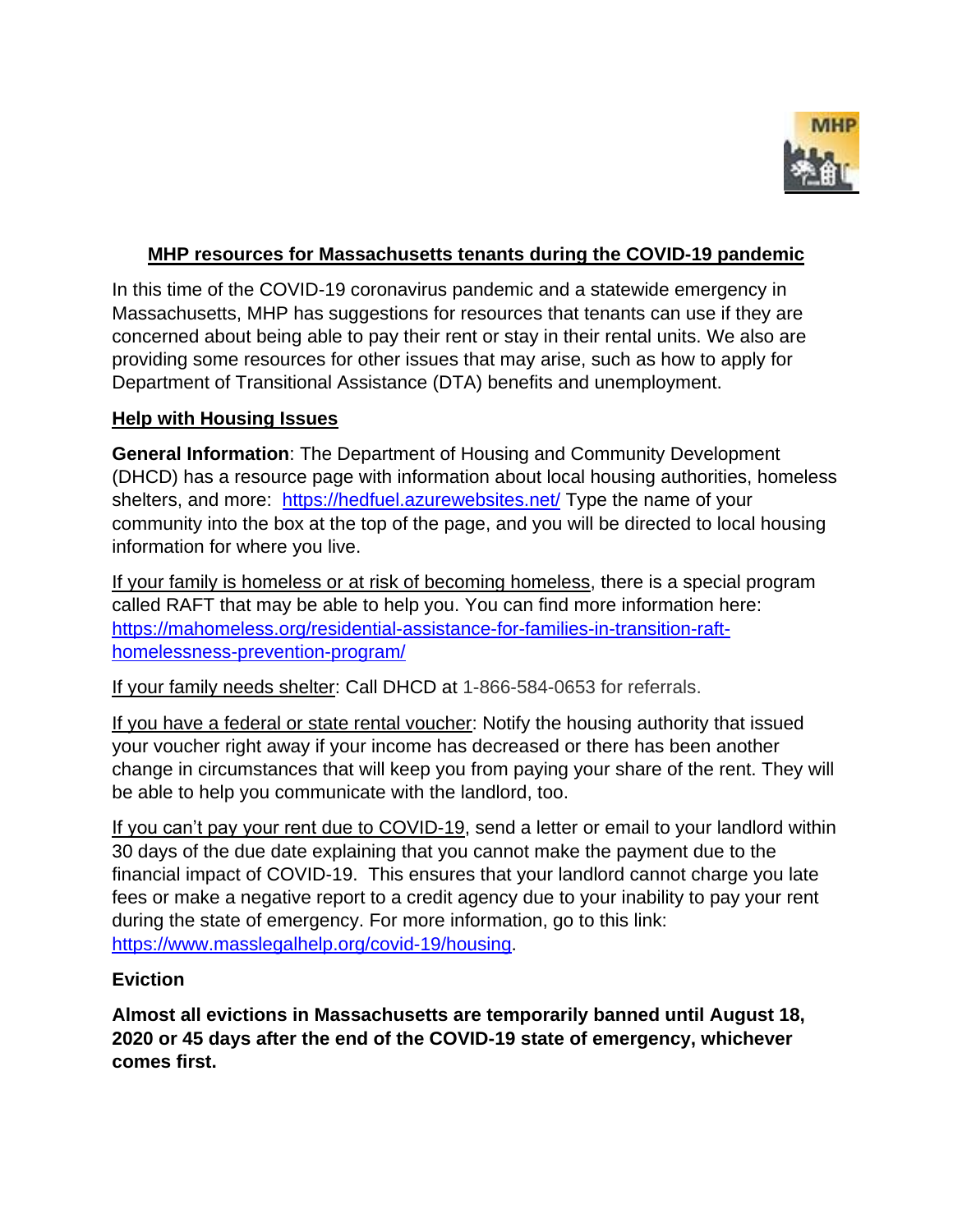# MHP resources for Massachusetts tenants during the COVID-19 pandemic

In this time of the COVID-19 coronavirus pandemic and a statewide emergency in Massachusetts, MHP has suggestions for resources that tenants can use if they are concerned about being able to pay their rent or stay in their rental units. We also are providing some resources for other issues that may arise, such as how to apply for Department of Transitional Assistance (DTA) benefits and unemployment.

## Help with Housing Issues

**General Information**: The Department of Housing and Community Development (DHCD) has a resource page with information about local housing authorities, homeless shelters, and more: https://hedfuel.azurewebsites.net/ Type the name of your community into the box at the top of the page, and you will be directed to local housing information for where you live.

If your family is homeless or at risk of becoming homeless, there is a special program called RAFT that may be able to help you. You can find more information here: https://mahomeless.org/residential-assistance-for-families-in-transition-raft-homelessness-prevention-program/

If your family needs shelter: Call DHCD at 1-866-584-0653 for referrals.

If you have a federal or state rental voucher: Notify the housing authority that issued your voucher right away if your income has decreased or there has been another change in circumstances that will keep you from paying your share of the rent. They will be able to help you communicate with the landlord, too.

If you can't pay your rent due to COVID-19, send a letter or email to your landlord within 30 days of the due date explaining that you cannot make the payment due to the financial impact of COVID-19. This ensures that your landlord cannot charge you late fees or make a negative report to a credit agency due to your inability to pay your rent during the state of emergency. For more information, go to this link: https://www.masslegalhelp.org/covid-19/housing.

### Eviction

**Almost all evictions in Massachusetts are temporarily banned until August 18, 2020 or 45 days after the end of the COVID-19 state of emergency, whichever comes first.**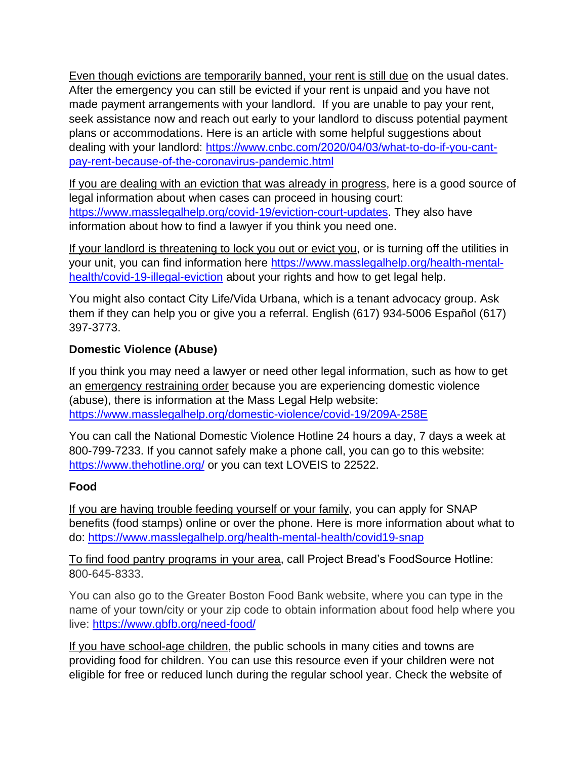Even though evictions are temporarily banned, your rent is still due on the usual dates. After the emergency you can still be evicted if your rent is unpaid and you have not made payment arrangements with your landlord. If you are unable to pay your rent, seek assistance now and reach out early to your landlord to discuss potential payment plans or accommodations. Here is an article with some helpful suggestions about dealing with your landlord: https://www.cnbc.com/2020/04/03/what-to-do-if-you-cant-pay-rent-because-of-the-coronavirus-pandemic.html

If you are dealing with an eviction that was already in progress, here is a good source of legal information about when cases can proceed in housing court: https://www.masslegalhelp.org/covid-19/eviction-court-updates. They also have information about how to find a lawyer if you think you need one.

If your landlord is threatening to lock you out or evict you, or is turning off the utilities in your unit, you can find information here https://www.masslegalhelp.org/health-mental-health/covid-19-illegal-eviction about your rights and how to get legal help.

You might also contact City Life/Vida Urbana, which is a tenant advocacy group. Ask them if they can help you or give you a referral. English (617) 934-5006 Español (617) 397-3773.

**Domestic Violence (Abuse)**

If you think you may need a lawyer or need other legal information, such as how to get an emergency restraining order because you are experiencing domestic violence (abuse), there is information at the Mass Legal Help website: https://www.masslegalhelp.org/domestic-violence/covid-19/209A-258E

You can call the National Domestic Violence Hotline 24 hours a day, 7 days a week at 800-799-7233. If you cannot safely make a phone call, you can go to this website: https://www.thehotline.org/ or you can text LOVEIS to 22522.

**Food**

If you are having trouble feeding yourself or your family, you can apply for SNAP benefits (food stamps) online or over the phone. Here is more information about what to do: https://www.masslegalhelp.org/health-mental-health/covid19-snap

To find food pantry programs in your area, call Project Bread's FoodSource Hotline: 800-645-8333.

You can also go to the Greater Boston Food Bank website, where you can type in the name of your town/city or your zip code to obtain information about food help where you live: https://www.gbfb.org/need-food/

If you have school-age children, the public schools in many cities and towns are providing food for children. You can use this resource even if your children were not eligible for free or reduced lunch during the regular school year. Check the website of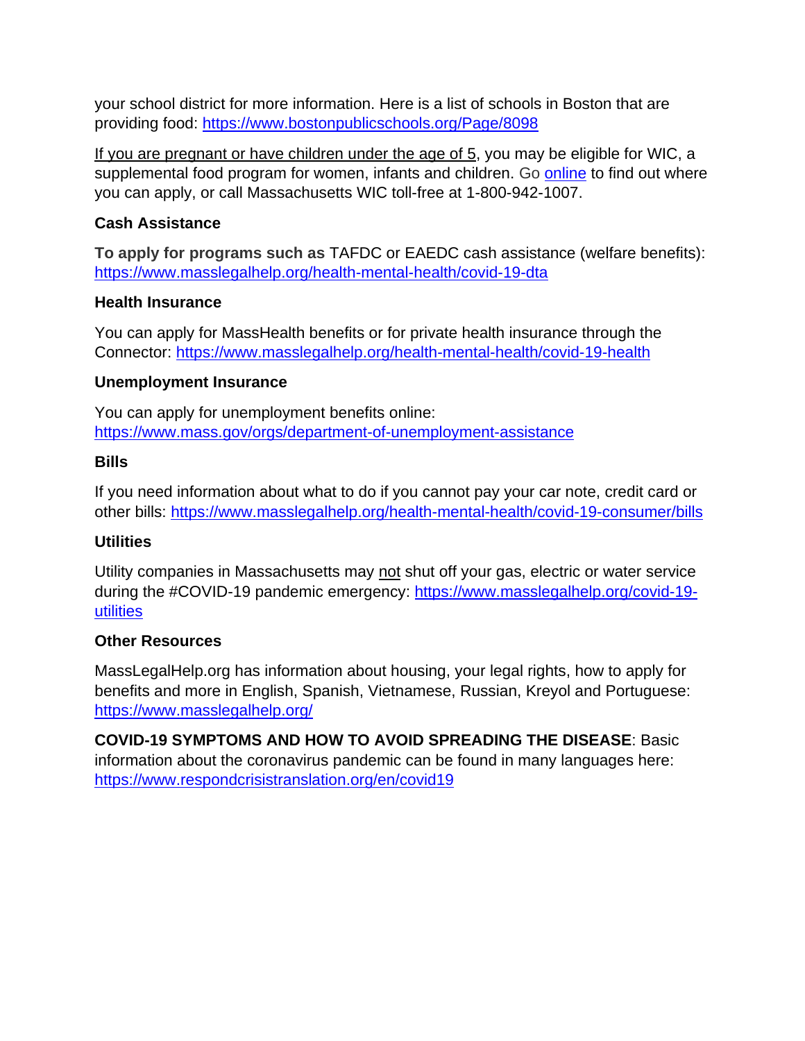your school district for more information. Here is a list of schools in Boston that are providing food: https://www.bostonpublicschools.org/Page/8098

If you are pregnant or have children under the age of 5, you may be eligible for WIC, a supplemental food program for women, infants and children. Go online to find out where you can apply, or call Massachusetts WIC toll-free at 1-800-942-1007.

**Cash Assistance**

**To apply for programs such as** TAFDC or EAEDC cash assistance (welfare benefits): https://www.masslegalhelp.org/health-mental-health/covid-19-dta

**Health Insurance**

You can apply for MassHealth benefits or for private health insurance through the Connector: https://www.masslegalhelp.org/health-mental-health/covid-19-health

**Unemployment Insurance**

You can apply for unemployment benefits online: https://www.mass.gov/orgs/department-of-unemployment-assistance

**Bills**

If you need information about what to do if you cannot pay your car note, credit card or other bills: https://www.masslegalhelp.org/health-mental-health/covid-19-consumer/bills

**Utilities**

Utility companies in Massachusetts may not shut off your gas, electric or water service during the #COVID-19 pandemic emergency: https://www.masslegalhelp.org/covid-19-utilities

**Other Resources**

MassLegalHelp.org has information about housing, your legal rights, how to apply for benefits and more in English, Spanish, Vietnamese, Russian, Kreyol and Portuguese: https://www.masslegalhelp.org/

**COVID-19 SYMPTOMS AND HOW TO AVOID SPREADING THE DISEASE**: Basic information about the coronavirus pandemic can be found in many languages here: https://www.respondcrisistranslation.org/en/covid19